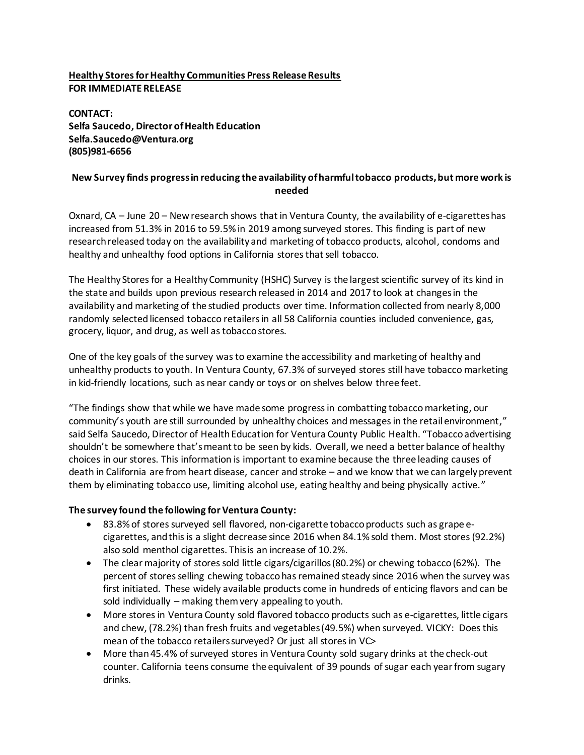**<u>Healthy Stores for Healthy Communities Press Release Results</u>**
**FOR IMMEDIATE RELEASE**

**CONTACT:**
**Selfa Saucedo, Director of Health Education**
**Selfa.Saucedo@Ventura.org**
**(805)981-6656**

## New Survey finds progress in reducing the availability of harmful tobacco products, but more work is needed

Oxnard, CA – June 20 – New research shows that in Ventura County, the availability of e-cigarettes has increased from 51.3% in 2016 to 59.5% in 2019 among surveyed stores. This finding is part of new research released today on the availability and marketing of tobacco products, alcohol, condoms and healthy and unhealthy food options in California stores that sell tobacco.

The Healthy Stores for a Healthy Community (HSHC) Survey is the largest scientific survey of its kind in the state and builds upon previous research released in 2014 and 2017 to look at changes in the availability and marketing of the studied products over time. Information collected from nearly 8,000 randomly selected licensed tobacco retailers in all 58 California counties included convenience, gas, grocery, liquor, and drug, as well as tobacco stores.

One of the key goals of the survey was to examine the accessibility and marketing of healthy and unhealthy products to youth. In Ventura County, 67.3% of surveyed stores still have tobacco marketing in kid-friendly locations, such as near candy or toys or on shelves below three feet.

"The findings show that while we have made some progress in combatting tobacco marketing, our community's youth are still surrounded by unhealthy choices and messages in the retail environment," said Selfa Saucedo, Director of Health Education for Ventura County Public Health. "Tobacco advertising shouldn't be somewhere that's meant to be seen by kids. Overall, we need a better balance of healthy choices in our stores. This information is important to examine because the three leading causes of death in California are from heart disease, cancer and stroke – and we know that we can largely prevent them by eliminating tobacco use, limiting alcohol use, eating healthy and being physically active."

**The survey found the following for Ventura County:**

- 83.8% of stores surveyed sell flavored, non-cigarette tobacco products such as grape e-cigarettes, and this is a slight decrease since 2016 when 84.1% sold them. Most stores (92.2%) also sold menthol cigarettes. This is an increase of 10.2%.
- The clear majority of stores sold little cigars/cigarillos (80.2%) or chewing tobacco (62%). The percent of stores selling chewing tobacco has remained steady since 2016 when the survey was first initiated. These widely available products come in hundreds of enticing flavors and can be sold individually – making them very appealing to youth.
- More stores in Ventura County sold flavored tobacco products such as e-cigarettes, little cigars and chew, (78.2%) than fresh fruits and vegetables (49.5%) when surveyed. VICKY: Does this mean of the tobacco retailers surveyed? Or just all stores in VC>
- More than 45.4% of surveyed stores in Ventura County sold sugary drinks at the check-out counter. California teens consume the equivalent of 39 pounds of sugar each year from sugary drinks.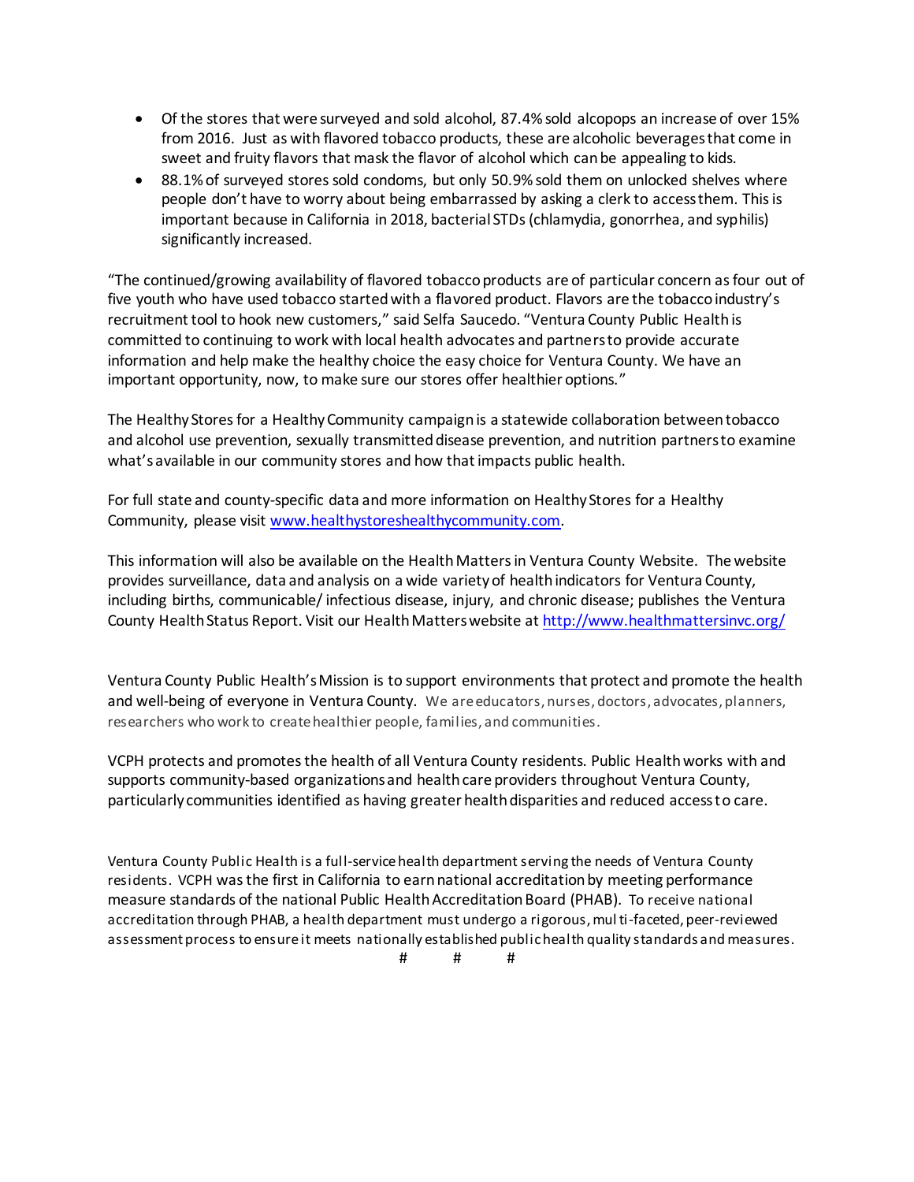- Of the stores that were surveyed and sold alcohol, 87.4% sold alcopops an increase of over 15% from 2016. Just as with flavored tobacco products, these are alcoholic beverages that come in sweet and fruity flavors that mask the flavor of alcohol which can be appealing to kids.
- 88.1% of surveyed stores sold condoms, but only 50.9% sold them on unlocked shelves where people don't have to worry about being embarrassed by asking a clerk to access them. This is important because in California in 2018, bacterial STDs (chlamydia, gonorrhea, and syphilis) significantly increased.

"The continued/growing availability of flavored tobacco products are of particular concern as four out of five youth who have used tobacco started with a flavored product. Flavors are the tobacco industry's recruitment tool to hook new customers," said Selfa Saucedo. "Ventura County Public Health is committed to continuing to work with local health advocates and partners to provide accurate information and help make the healthy choice the easy choice for Ventura County. We have an important opportunity, now, to make sure our stores offer healthier options."

The Healthy Stores for a Healthy Community campaign is a statewide collaboration between tobacco and alcohol use prevention, sexually transmitted disease prevention, and nutrition partners to examine what's available in our community stores and how that impacts public health.

For full state and county-specific data and more information on Healthy Stores for a Healthy Community, please visit [www.healthystoreshealthycommunity.com](www.healthystoreshealthycommunity.com).

This information will also be available on the Health Matters in Ventura County Website. The website provides surveillance, data and analysis on a wide variety of health indicators for Ventura County, including births, communicable/ infectious disease, injury, and chronic disease; publishes the Ventura County Health Status Report. Visit our Health Matters website at [http://www.healthmattersinvc.org/](http://www.healthmattersinvc.org/)

Ventura County Public Health's Mission is to support environments that protect and promote the health and well-being of everyone in Ventura County. We are educators, nurses, doctors, advocates, planners, researchers who work to create healthier people, families, and communities.

VCPH protects and promotes the health of all Ventura County residents. Public Health works with and supports community-based organizations and health care providers throughout Ventura County, particularly communities identified as having greater health disparities and reduced access to care.

Ventura County Public Health is a full-service health department serving the needs of Ventura County residents. VCPH was the first in California to earn national accreditation by meeting performance measure standards of the national Public Health Accreditation Board (PHAB). To receive national accreditation through PHAB, a health department must undergo a rigorous, multi-faceted, peer-reviewed assessment process to ensure it meets nationally established public health quality standards and measures.

# # #